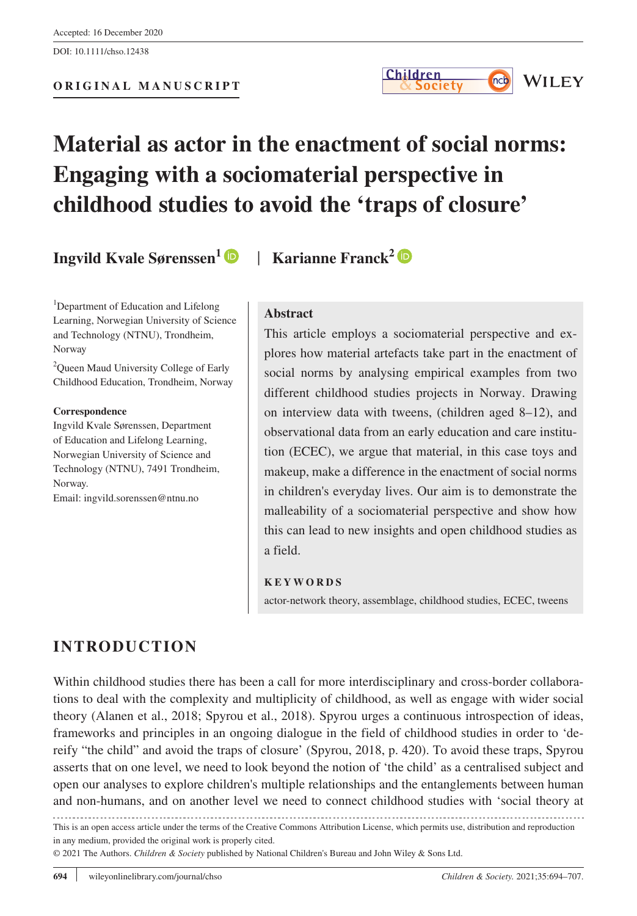Accepted: 16 December 2020

DOI: 10.1111/chso.12438

**ORIGINAL MANUSCRIPT**

# Material as actor in the enactment of social norms: Engaging with a sociomaterial perspective in childhood studies to avoid the 'traps of closure'

**Ingvild Kvale Sørenssen**[1] | **Karianne Franck**[2]

[1]Department of Education and Lifelong Learning, Norwegian University of Science and Technology (NTNU), Trondheim, Norway

[2]Queen Maud University College of Early Childhood Education, Trondheim, Norway

**Correspondence**

Ingvild Kvale Sørenssen, Department of Education and Lifelong Learning, Norwegian University of Science and Technology (NTNU), 7491 Trondheim, Norway.

Email: ingvild.sorenssen@ntnu.no

## Abstract

This article employs a sociomaterial perspective and explores how material artefacts take part in the enactment of social norms by analysing empirical examples from two different childhood studies projects in Norway. Drawing on interview data with tweens, (children aged 8–12), and observational data from an early education and care institution (ECEC), we argue that material, in this case toys and makeup, make a difference in the enactment of social norms in children's everyday lives. Our aim is to demonstrate the malleability of a sociomaterial perspective and show how this can lead to new insights and open childhood studies as a field.

**KEYWORDS**

actor-network theory, assemblage, childhood studies, ECEC, tweens

## INTRODUCTION

Within childhood studies there has been a call for more interdisciplinary and cross-border collaborations to deal with the complexity and multiplicity of childhood, as well as engage with wider social theory (Alanen et al., 2018; Spyrou et al., 2018). Spyrou urges a continuous introspection of ideas, frameworks and principles in an ongoing dialogue in the field of childhood studies in order to 'de-reify "the child" and avoid the traps of closure' (Spyrou, 2018, p. 420). To avoid these traps, Spyrou asserts that on one level, we need to look beyond the notion of 'the child' as a centralised subject and open our analyses to explore children's multiple relationships and the entanglements between human and non-humans, and on another level we need to connect childhood studies with 'social theory at

This is an open access article under the terms of the Creative Commons Attribution License, which permits use, distribution and reproduction in any medium, provided the original work is properly cited.

© 2021 The Authors. *Children & Society* published by National Children's Bureau and John Wiley & Sons Ltd.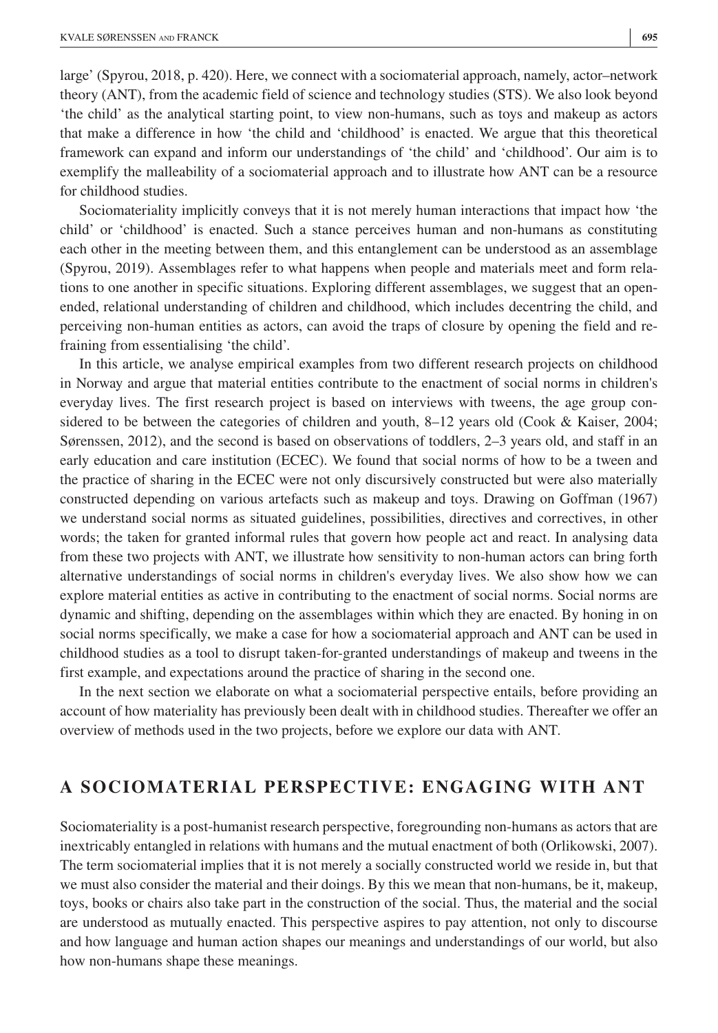large' (Spyrou, 2018, p. 420). Here, we connect with a sociomaterial approach, namely, actor–network theory (ANT), from the academic field of science and technology studies (STS). We also look beyond 'the child' as the analytical starting point, to view non-humans, such as toys and makeup as actors that make a difference in how 'the child and 'childhood' is enacted. We argue that this theoretical framework can expand and inform our understandings of 'the child' and 'childhood'. Our aim is to exemplify the malleability of a sociomaterial approach and to illustrate how ANT can be a resource for childhood studies.

Sociomateriality implicitly conveys that it is not merely human interactions that impact how 'the child' or 'childhood' is enacted. Such a stance perceives human and non-humans as constituting each other in the meeting between them, and this entanglement can be understood as an assemblage (Spyrou, 2019). Assemblages refer to what happens when people and materials meet and form relations to one another in specific situations. Exploring different assemblages, we suggest that an open-ended, relational understanding of children and childhood, which includes decentring the child, and perceiving non-human entities as actors, can avoid the traps of closure by opening the field and refraining from essentialising 'the child'.

In this article, we analyse empirical examples from two different research projects on childhood in Norway and argue that material entities contribute to the enactment of social norms in children's everyday lives. The first research project is based on interviews with tweens, the age group considered to be between the categories of children and youth, 8–12 years old (Cook & Kaiser, 2004; Sørenssen, 2012), and the second is based on observations of toddlers, 2–3 years old, and staff in an early education and care institution (ECEC). We found that social norms of how to be a tween and the practice of sharing in the ECEC were not only discursively constructed but were also materially constructed depending on various artefacts such as makeup and toys. Drawing on Goffman (1967) we understand social norms as situated guidelines, possibilities, directives and correctives, in other words; the taken for granted informal rules that govern how people act and react. In analysing data from these two projects with ANT, we illustrate how sensitivity to non-human actors can bring forth alternative understandings of social norms in children's everyday lives. We also show how we can explore material entities as active in contributing to the enactment of social norms. Social norms are dynamic and shifting, depending on the assemblages within which they are enacted. By honing in on social norms specifically, we make a case for how a sociomaterial approach and ANT can be used in childhood studies as a tool to disrupt taken-for-granted understandings of makeup and tweens in the first example, and expectations around the practice of sharing in the second one.

In the next section we elaborate on what a sociomaterial perspective entails, before providing an account of how materiality has previously been dealt with in childhood studies. Thereafter we offer an overview of methods used in the two projects, before we explore our data with ANT.

## A SOCIOMATERIAL PERSPECTIVE: ENGAGING WITH ANT

Sociomateriality is a post-humanist research perspective, foregrounding non-humans as actors that are inextricably entangled in relations with humans and the mutual enactment of both (Orlikowski, 2007). The term sociomaterial implies that it is not merely a socially constructed world we reside in, but that we must also consider the material and their doings. By this we mean that non-humans, be it, makeup, toys, books or chairs also take part in the construction of the social. Thus, the material and the social are understood as mutually enacted. This perspective aspires to pay attention, not only to discourse and how language and human action shapes our meanings and understandings of our world, but also how non-humans shape these meanings.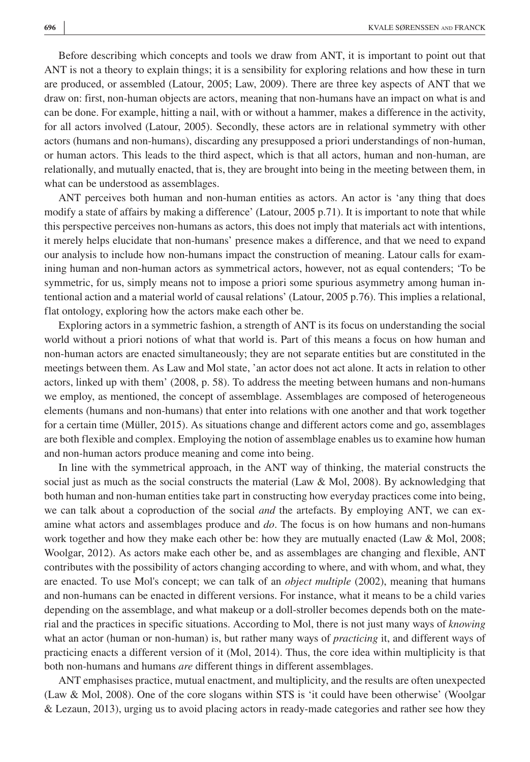Before describing which concepts and tools we draw from ANT, it is important to point out that ANT is not a theory to explain things; it is a sensibility for exploring relations and how these in turn are produced, or assembled (Latour, 2005; Law, 2009). There are three key aspects of ANT that we draw on: first, non-human objects are actors, meaning that non-humans have an impact on what is and can be done. For example, hitting a nail, with or without a hammer, makes a difference in the activity, for all actors involved (Latour, 2005). Secondly, these actors are in relational symmetry with other actors (humans and non-humans), discarding any presupposed a priori understandings of non-human, or human actors. This leads to the third aspect, which is that all actors, human and non-human, are relationally, and mutually enacted, that is, they are brought into being in the meeting between them, in what can be understood as assemblages.

ANT perceives both human and non-human entities as actors. An actor is 'any thing that does modify a state of affairs by making a difference' (Latour, 2005 p.71). It is important to note that while this perspective perceives non-humans as actors, this does not imply that materials act with intentions, it merely helps elucidate that non-humans' presence makes a difference, and that we need to expand our analysis to include how non-humans impact the construction of meaning. Latour calls for examining human and non-human actors as symmetrical actors, however, not as equal contenders; 'To be symmetric, for us, simply means not to impose a priori some spurious asymmetry among human intentional action and a material world of causal relations' (Latour, 2005 p.76). This implies a relational, flat ontology, exploring how the actors make each other be.

Exploring actors in a symmetric fashion, a strength of ANT is its focus on understanding the social world without a priori notions of what that world is. Part of this means a focus on how human and non-human actors are enacted simultaneously; they are not separate entities but are constituted in the meetings between them. As Law and Mol state, 'an actor does not act alone. It acts in relation to other actors, linked up with them' (2008, p. 58). To address the meeting between humans and non-humans we employ, as mentioned, the concept of assemblage. Assemblages are composed of heterogeneous elements (humans and non-humans) that enter into relations with one another and that work together for a certain time (Müller, 2015). As situations change and different actors come and go, assemblages are both flexible and complex. Employing the notion of assemblage enables us to examine how human and non-human actors produce meaning and come into being.

In line with the symmetrical approach, in the ANT way of thinking, the material constructs the social just as much as the social constructs the material (Law & Mol, 2008). By acknowledging that both human and non-human entities take part in constructing how everyday practices come into being, we can talk about a coproduction of the social *and* the artefacts. By employing ANT, we can examine what actors and assemblages produce and *do*. The focus is on how humans and non-humans work together and how they make each other be: how they are mutually enacted (Law & Mol, 2008; Woolgar, 2012). As actors make each other be, and as assemblages are changing and flexible, ANT contributes with the possibility of actors changing according to where, and with whom, and what, they are enacted. To use Mol's concept; we can talk of an *object multiple* (2002), meaning that humans and non-humans can be enacted in different versions. For instance, what it means to be a child varies depending on the assemblage, and what makeup or a doll-stroller becomes depends both on the material and the practices in specific situations. According to Mol, there is not just many ways of *knowing* what an actor (human or non-human) is, but rather many ways of *practicing* it, and different ways of practicing enacts a different version of it (Mol, 2014). Thus, the core idea within multiplicity is that both non-humans and humans *are* different things in different assemblages.

ANT emphasises practice, mutual enactment, and multiplicity, and the results are often unexpected (Law & Mol, 2008). One of the core slogans within STS is 'it could have been otherwise' (Woolgar & Lezaun, 2013), urging us to avoid placing actors in ready-made categories and rather see how they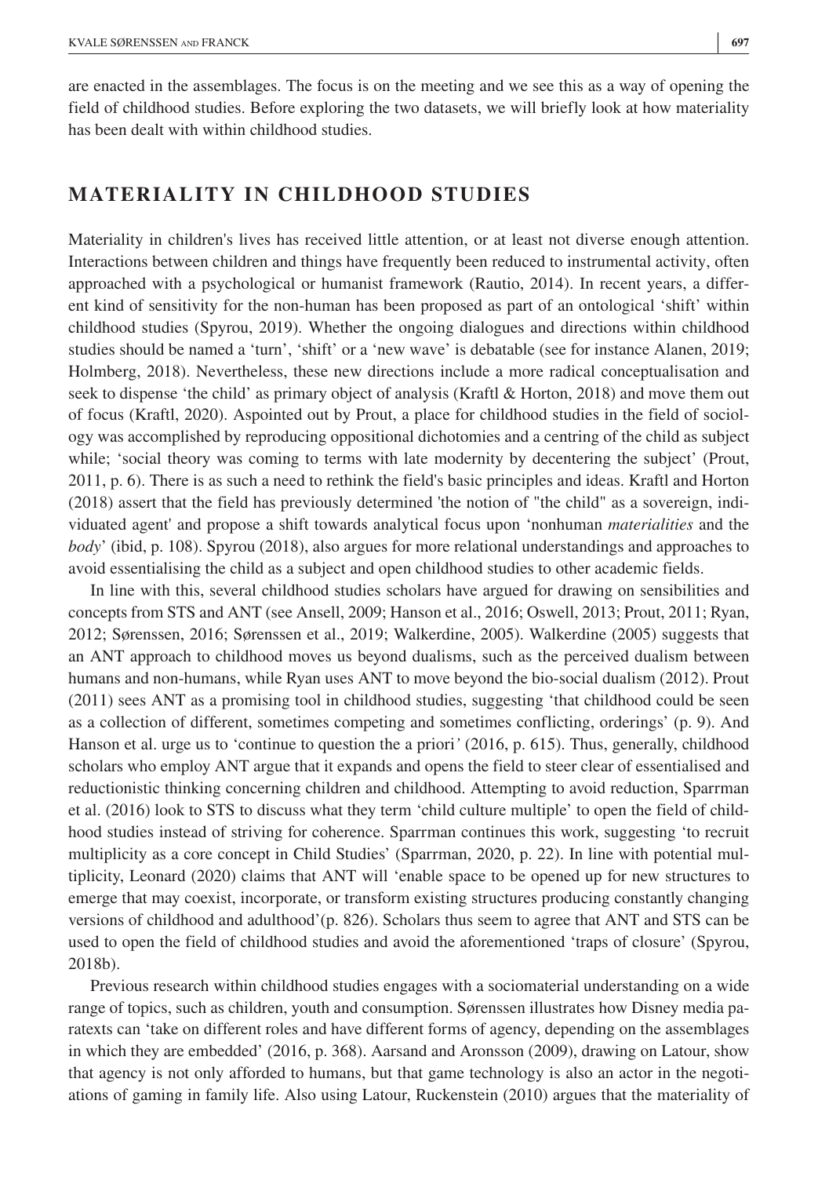are enacted in the assemblages. The focus is on the meeting and we see this as a way of opening the field of childhood studies. Before exploring the two datasets, we will briefly look at how materiality has been dealt with within childhood studies.

## MATERIALITY IN CHILDHOOD STUDIES

Materiality in children's lives has received little attention, or at least not diverse enough attention. Interactions between children and things have frequently been reduced to instrumental activity, often approached with a psychological or humanist framework (Rautio, 2014). In recent years, a different kind of sensitivity for the non-human has been proposed as part of an ontological 'shift' within childhood studies (Spyrou, 2019). Whether the ongoing dialogues and directions within childhood studies should be named a 'turn', 'shift' or a 'new wave' is debatable (see for instance Alanen, 2019; Holmberg, 2018). Nevertheless, these new directions include a more radical conceptualisation and seek to dispense 'the child' as primary object of analysis (Kraftl & Horton, 2018) and move them out of focus (Kraftl, 2020). Aspointed out by Prout, a place for childhood studies in the field of sociology was accomplished by reproducing oppositional dichotomies and a centring of the child as subject while; 'social theory was coming to terms with late modernity by decentering the subject' (Prout, 2011, p. 6). There is as such a need to rethink the field's basic principles and ideas. Kraftl and Horton (2018) assert that the field has previously determined 'the notion of "the child" as a sovereign, individuated agent' and propose a shift towards analytical focus upon 'nonhuman *materialities* and the *body*' (ibid, p. 108). Spyrou (2018), also argues for more relational understandings and approaches to avoid essentialising the child as a subject and open childhood studies to other academic fields.

In line with this, several childhood studies scholars have argued for drawing on sensibilities and concepts from STS and ANT (see Ansell, 2009; Hanson et al., 2016; Oswell, 2013; Prout, 2011; Ryan, 2012; Sørenssen, 2016; Sørenssen et al., 2019; Walkerdine, 2005). Walkerdine (2005) suggests that an ANT approach to childhood moves us beyond dualisms, such as the perceived dualism between humans and non-humans, while Ryan uses ANT to move beyond the bio-social dualism (2012). Prout (2011) sees ANT as a promising tool in childhood studies, suggesting 'that childhood could be seen as a collection of different, sometimes competing and sometimes conflicting, orderings' (p. 9). And Hanson et al. urge us to 'continue to question the a priori*'* (2016, p. 615). Thus, generally, childhood scholars who employ ANT argue that it expands and opens the field to steer clear of essentialised and reductionistic thinking concerning children and childhood. Attempting to avoid reduction, Sparrman et al. (2016) look to STS to discuss what they term 'child culture multiple' to open the field of childhood studies instead of striving for coherence. Sparrman continues this work, suggesting 'to recruit multiplicity as a core concept in Child Studies' (Sparrman, 2020, p. 22). In line with potential multiplicity, Leonard (2020) claims that ANT will 'enable space to be opened up for new structures to emerge that may coexist, incorporate, or transform existing structures producing constantly changing versions of childhood and adulthood'(p. 826). Scholars thus seem to agree that ANT and STS can be used to open the field of childhood studies and avoid the aforementioned 'traps of closure' (Spyrou, 2018b).

Previous research within childhood studies engages with a sociomaterial understanding on a wide range of topics, such as children, youth and consumption. Sørenssen illustrates how Disney media paratexts can 'take on different roles and have different forms of agency, depending on the assemblages in which they are embedded' (2016, p. 368). Aarsand and Aronsson (2009), drawing on Latour, show that agency is not only afforded to humans, but that game technology is also an actor in the negotiations of gaming in family life. Also using Latour, Ruckenstein (2010) argues that the materiality of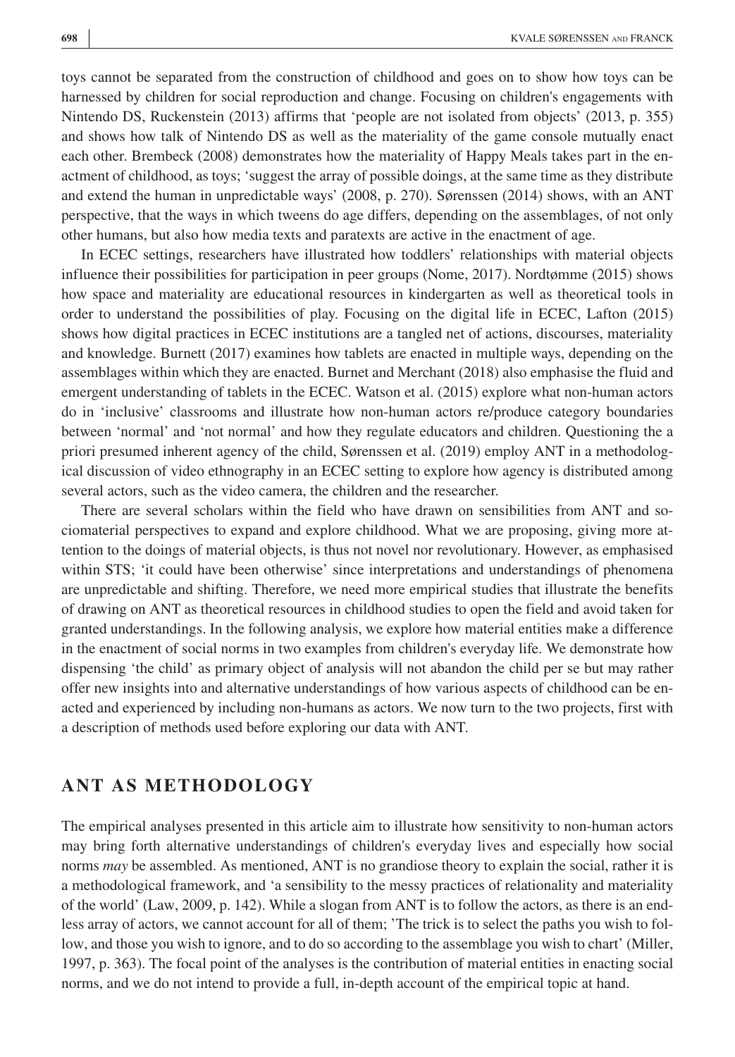toys cannot be separated from the construction of childhood and goes on to show how toys can be harnessed by children for social reproduction and change. Focusing on children's engagements with Nintendo DS, Ruckenstein (2013) affirms that 'people are not isolated from objects' (2013, p. 355) and shows how talk of Nintendo DS as well as the materiality of the game console mutually enact each other. Brembeck (2008) demonstrates how the materiality of Happy Meals takes part in the enactment of childhood, as toys; 'suggest the array of possible doings, at the same time as they distribute and extend the human in unpredictable ways' (2008, p. 270). Sørenssen (2014) shows, with an ANT perspective, that the ways in which tweens do age differs, depending on the assemblages, of not only other humans, but also how media texts and paratexts are active in the enactment of age.

In ECEC settings, researchers have illustrated how toddlers' relationships with material objects influence their possibilities for participation in peer groups (Nome, 2017). Nordtømme (2015) shows how space and materiality are educational resources in kindergarten as well as theoretical tools in order to understand the possibilities of play. Focusing on the digital life in ECEC, Lafton (2015) shows how digital practices in ECEC institutions are a tangled net of actions, discourses, materiality and knowledge. Burnett (2017) examines how tablets are enacted in multiple ways, depending on the assemblages within which they are enacted. Burnet and Merchant (2018) also emphasise the fluid and emergent understanding of tablets in the ECEC. Watson et al. (2015) explore what non-human actors do in 'inclusive' classrooms and illustrate how non-human actors re/produce category boundaries between 'normal' and 'not normal' and how they regulate educators and children. Questioning the a priori presumed inherent agency of the child, Sørenssen et al. (2019) employ ANT in a methodological discussion of video ethnography in an ECEC setting to explore how agency is distributed among several actors, such as the video camera, the children and the researcher.

There are several scholars within the field who have drawn on sensibilities from ANT and sociomaterial perspectives to expand and explore childhood. What we are proposing, giving more attention to the doings of material objects, is thus not novel nor revolutionary. However, as emphasised within STS; 'it could have been otherwise' since interpretations and understandings of phenomena are unpredictable and shifting. Therefore, we need more empirical studies that illustrate the benefits of drawing on ANT as theoretical resources in childhood studies to open the field and avoid taken for granted understandings. In the following analysis, we explore how material entities make a difference in the enactment of social norms in two examples from children's everyday life. We demonstrate how dispensing 'the child' as primary object of analysis will not abandon the child per se but may rather offer new insights into and alternative understandings of how various aspects of childhood can be enacted and experienced by including non-humans as actors. We now turn to the two projects, first with a description of methods used before exploring our data with ANT.

## ANT AS METHODOLOGY

The empirical analyses presented in this article aim to illustrate how sensitivity to non-human actors may bring forth alternative understandings of children's everyday lives and especially how social norms *may* be assembled. As mentioned, ANT is no grandiose theory to explain the social, rather it is a methodological framework, and 'a sensibility to the messy practices of relationality and materiality of the world' (Law, 2009, p. 142). While a slogan from ANT is to follow the actors, as there is an endless array of actors, we cannot account for all of them; 'The trick is to select the paths you wish to follow, and those you wish to ignore, and to do so according to the assemblage you wish to chart' (Miller, 1997, p. 363). The focal point of the analyses is the contribution of material entities in enacting social norms, and we do not intend to provide a full, in-depth account of the empirical topic at hand.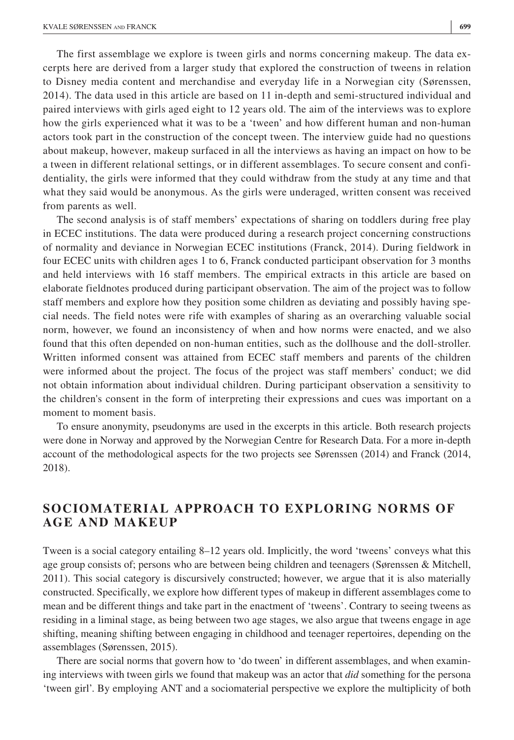The first assemblage we explore is tween girls and norms concerning makeup. The data excerpts here are derived from a larger study that explored the construction of tweens in relation to Disney media content and merchandise and everyday life in a Norwegian city (Sørenssen, 2014). The data used in this article are based on 11 in-depth and semi-structured individual and paired interviews with girls aged eight to 12 years old. The aim of the interviews was to explore how the girls experienced what it was to be a 'tween' and how different human and non-human actors took part in the construction of the concept tween. The interview guide had no questions about makeup, however, makeup surfaced in all the interviews as having an impact on how to be a tween in different relational settings, or in different assemblages. To secure consent and confidentiality, the girls were informed that they could withdraw from the study at any time and that what they said would be anonymous. As the girls were underaged, written consent was received from parents as well.

The second analysis is of staff members' expectations of sharing on toddlers during free play in ECEC institutions. The data were produced during a research project concerning constructions of normality and deviance in Norwegian ECEC institutions (Franck, 2014). During fieldwork in four ECEC units with children ages 1 to 6, Franck conducted participant observation for 3 months and held interviews with 16 staff members. The empirical extracts in this article are based on elaborate fieldnotes produced during participant observation. The aim of the project was to follow staff members and explore how they position some children as deviating and possibly having special needs. The field notes were rife with examples of sharing as an overarching valuable social norm, however, we found an inconsistency of when and how norms were enacted, and we also found that this often depended on non-human entities, such as the dollhouse and the doll-stroller. Written informed consent was attained from ECEC staff members and parents of the children were informed about the project. The focus of the project was staff members' conduct; we did not obtain information about individual children. During participant observation a sensitivity to the children's consent in the form of interpreting their expressions and cues was important on a moment to moment basis.

To ensure anonymity, pseudonyms are used in the excerpts in this article. Both research projects were done in Norway and approved by the Norwegian Centre for Research Data. For a more in-depth account of the methodological aspects for the two projects see Sørenssen (2014) and Franck (2014, 2018).

## SOCIOMATERIAL APPROACH TO EXPLORING NORMS OF AGE AND MAKEUP

Tween is a social category entailing 8–12 years old. Implicitly, the word 'tweens' conveys what this age group consists of; persons who are between being children and teenagers (Sørenssen & Mitchell, 2011). This social category is discursively constructed; however, we argue that it is also materially constructed. Specifically, we explore how different types of makeup in different assemblages come to mean and be different things and take part in the enactment of 'tweens'. Contrary to seeing tweens as residing in a liminal stage, as being between two age stages, we also argue that tweens engage in age shifting, meaning shifting between engaging in childhood and teenager repertoires, depending on the assemblages (Sørenssen, 2015).

There are social norms that govern how to 'do tween' in different assemblages, and when examining interviews with tween girls we found that makeup was an actor that *did* something for the persona 'tween girl'. By employing ANT and a sociomaterial perspective we explore the multiplicity of both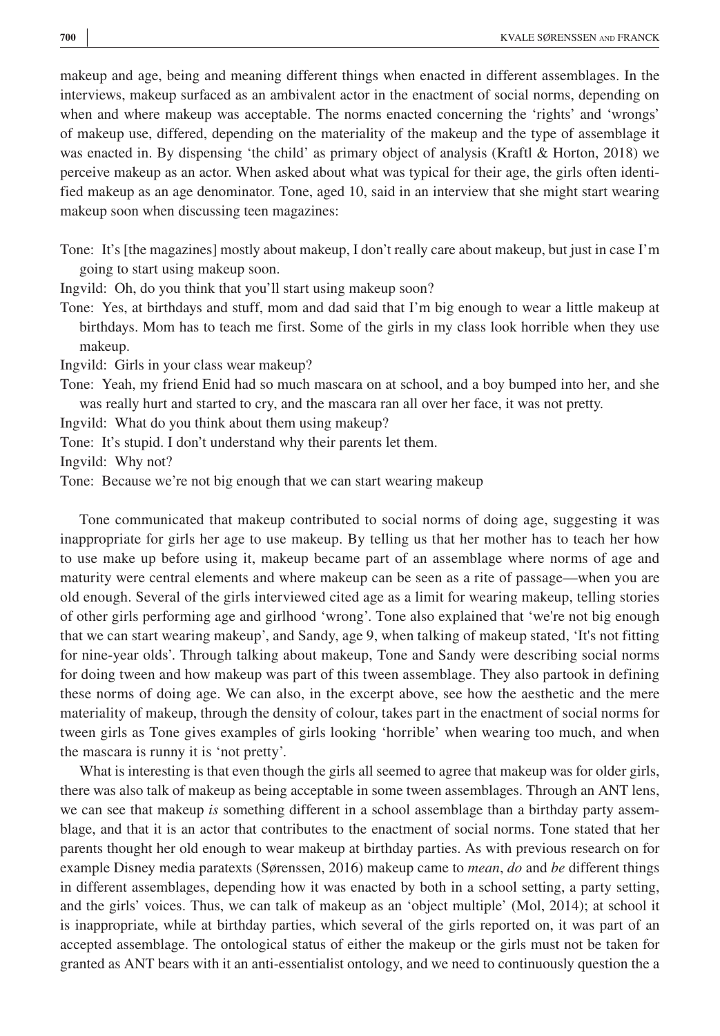makeup and age, being and meaning different things when enacted in different assemblages. In the interviews, makeup surfaced as an ambivalent actor in the enactment of social norms, depending on when and where makeup was acceptable. The norms enacted concerning the 'rights' and 'wrongs' of makeup use, differed, depending on the materiality of the makeup and the type of assemblage it was enacted in. By dispensing 'the child' as primary object of analysis (Kraftl & Horton, 2018) we perceive makeup as an actor. When asked about what was typical for their age, the girls often identified makeup as an age denominator. Tone, aged 10, said in an interview that she might start wearing makeup soon when discussing teen magazines:

Tone: It's [the magazines] mostly about makeup, I don't really care about makeup, but just in case I'm going to start using makeup soon.

Ingvild: Oh, do you think that you'll start using makeup soon?

Tone: Yes, at birthdays and stuff, mom and dad said that I'm big enough to wear a little makeup at birthdays. Mom has to teach me first. Some of the girls in my class look horrible when they use makeup.

Ingvild: Girls in your class wear makeup?

Tone: Yeah, my friend Enid had so much mascara on at school, and a boy bumped into her, and she was really hurt and started to cry, and the mascara ran all over her face, it was not pretty.

Ingvild: What do you think about them using makeup?

Tone: It's stupid. I don't understand why their parents let them.

Ingvild: Why not?

Tone: Because we're not big enough that we can start wearing makeup

Tone communicated that makeup contributed to social norms of doing age, suggesting it was inappropriate for girls her age to use makeup. By telling us that her mother has to teach her how to use make up before using it, makeup became part of an assemblage where norms of age and maturity were central elements and where makeup can be seen as a rite of passage—when you are old enough. Several of the girls interviewed cited age as a limit for wearing makeup, telling stories of other girls performing age and girlhood 'wrong'. Tone also explained that 'we're not big enough that we can start wearing makeup', and Sandy, age 9, when talking of makeup stated, 'It's not fitting for nine-year olds'. Through talking about makeup, Tone and Sandy were describing social norms for doing tween and how makeup was part of this tween assemblage. They also partook in defining these norms of doing age. We can also, in the excerpt above, see how the aesthetic and the mere materiality of makeup, through the density of colour, takes part in the enactment of social norms for tween girls as Tone gives examples of girls looking 'horrible' when wearing too much, and when the mascara is runny it is 'not pretty'.

What is interesting is that even though the girls all seemed to agree that makeup was for older girls, there was also talk of makeup as being acceptable in some tween assemblages. Through an ANT lens, we can see that makeup *is* something different in a school assemblage than a birthday party assemblage, and that it is an actor that contributes to the enactment of social norms. Tone stated that her parents thought her old enough to wear makeup at birthday parties. As with previous research on for example Disney media paratexts (Sørenssen, 2016) makeup came to *mean*, *do* and *be* different things in different assemblages, depending how it was enacted by both in a school setting, a party setting, and the girls' voices. Thus, we can talk of makeup as an 'object multiple' (Mol, 2014); at school it is inappropriate, while at birthday parties, which several of the girls reported on, it was part of an accepted assemblage. The ontological status of either the makeup or the girls must not be taken for granted as ANT bears with it an anti-essentialist ontology, and we need to continuously question the a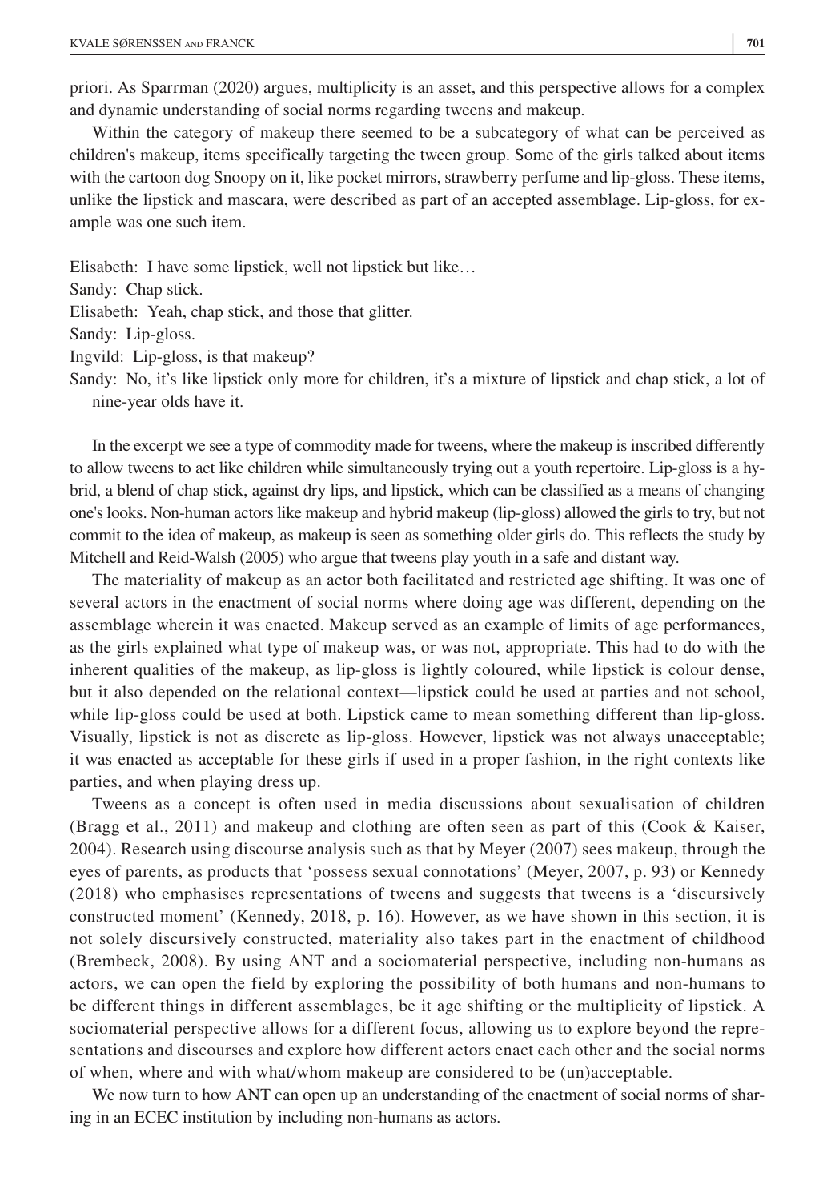priori. As Sparrman (2020) argues, multiplicity is an asset, and this perspective allows for a complex and dynamic understanding of social norms regarding tweens and makeup.

Within the category of makeup there seemed to be a subcategory of what can be perceived as children's makeup, items specifically targeting the tween group. Some of the girls talked about items with the cartoon dog Snoopy on it, like pocket mirrors, strawberry perfume and lip-gloss. These items, unlike the lipstick and mascara, were described as part of an accepted assemblage. Lip-gloss, for example was one such item.

Elisabeth: I have some lipstick, well not lipstick but like…
Sandy: Chap stick.
Elisabeth: Yeah, chap stick, and those that glitter.
Sandy: Lip-gloss.
Ingvild: Lip-gloss, is that makeup?
Sandy: No, it's like lipstick only more for children, it's a mixture of lipstick and chap stick, a lot of nine-year olds have it.

In the excerpt we see a type of commodity made for tweens, where the makeup is inscribed differently to allow tweens to act like children while simultaneously trying out a youth repertoire. Lip-gloss is a hybrid, a blend of chap stick, against dry lips, and lipstick, which can be classified as a means of changing one's looks. Non-human actors like makeup and hybrid makeup (lip-gloss) allowed the girls to try, but not commit to the idea of makeup, as makeup is seen as something older girls do. This reflects the study by Mitchell and Reid-Walsh (2005) who argue that tweens play youth in a safe and distant way.

The materiality of makeup as an actor both facilitated and restricted age shifting. It was one of several actors in the enactment of social norms where doing age was different, depending on the assemblage wherein it was enacted. Makeup served as an example of limits of age performances, as the girls explained what type of makeup was, or was not, appropriate. This had to do with the inherent qualities of the makeup, as lip-gloss is lightly coloured, while lipstick is colour dense, but it also depended on the relational context—lipstick could be used at parties and not school, while lip-gloss could be used at both. Lipstick came to mean something different than lip-gloss. Visually, lipstick is not as discrete as lip-gloss. However, lipstick was not always unacceptable; it was enacted as acceptable for these girls if used in a proper fashion, in the right contexts like parties, and when playing dress up.

Tweens as a concept is often used in media discussions about sexualisation of children (Bragg et al., 2011) and makeup and clothing are often seen as part of this (Cook & Kaiser, 2004). Research using discourse analysis such as that by Meyer (2007) sees makeup, through the eyes of parents, as products that 'possess sexual connotations' (Meyer, 2007, p. 93) or Kennedy (2018) who emphasises representations of tweens and suggests that tweens is a 'discursively constructed moment' (Kennedy, 2018, p. 16). However, as we have shown in this section, it is not solely discursively constructed, materiality also takes part in the enactment of childhood (Brembeck, 2008). By using ANT and a sociomaterial perspective, including non-humans as actors, we can open the field by exploring the possibility of both humans and non-humans to be different things in different assemblages, be it age shifting or the multiplicity of lipstick. A sociomaterial perspective allows for a different focus, allowing us to explore beyond the representations and discourses and explore how different actors enact each other and the social norms of when, where and with what/whom makeup are considered to be (un)acceptable.

We now turn to how ANT can open up an understanding of the enactment of social norms of sharing in an ECEC institution by including non-humans as actors.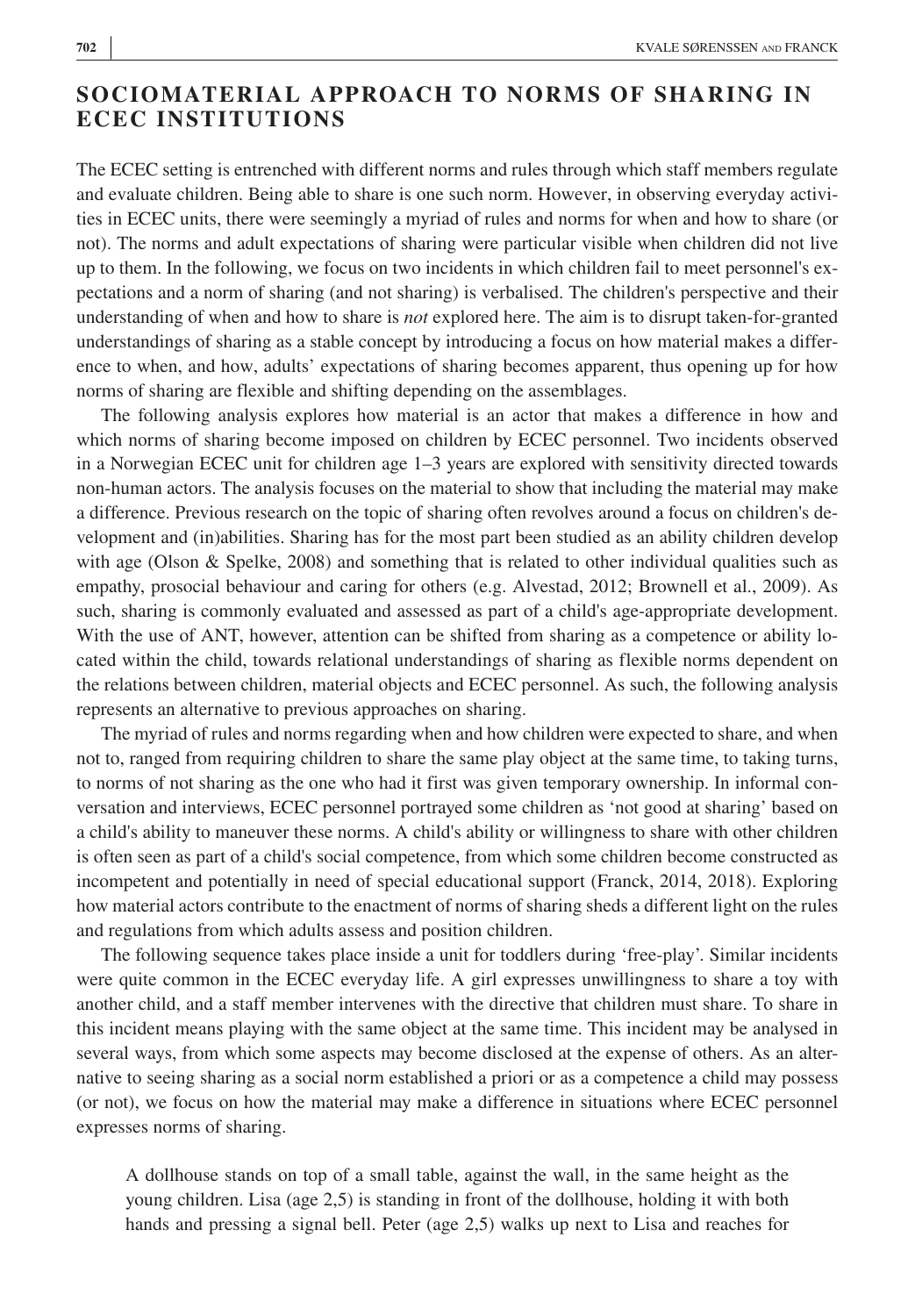## SOCIOMATERIAL APPROACH TO NORMS OF SHARING IN ECEC INSTITUTIONS

The ECEC setting is entrenched with different norms and rules through which staff members regulate and evaluate children. Being able to share is one such norm. However, in observing everyday activities in ECEC units, there were seemingly a myriad of rules and norms for when and how to share (or not). The norms and adult expectations of sharing were particular visible when children did not live up to them. In the following, we focus on two incidents in which children fail to meet personnel's expectations and a norm of sharing (and not sharing) is verbalised. The children's perspective and their understanding of when and how to share is *not* explored here. The aim is to disrupt taken-for-granted understandings of sharing as a stable concept by introducing a focus on how material makes a difference to when, and how, adults' expectations of sharing becomes apparent, thus opening up for how norms of sharing are flexible and shifting depending on the assemblages.

The following analysis explores how material is an actor that makes a difference in how and which norms of sharing become imposed on children by ECEC personnel. Two incidents observed in a Norwegian ECEC unit for children age 1–3 years are explored with sensitivity directed towards non-human actors. The analysis focuses on the material to show that including the material may make a difference. Previous research on the topic of sharing often revolves around a focus on children's development and (in)abilities. Sharing has for the most part been studied as an ability children develop with age (Olson & Spelke, 2008) and something that is related to other individual qualities such as empathy, prosocial behaviour and caring for others (e.g. Alvestad, 2012; Brownell et al., 2009). As such, sharing is commonly evaluated and assessed as part of a child's age-appropriate development. With the use of ANT, however, attention can be shifted from sharing as a competence or ability located within the child, towards relational understandings of sharing as flexible norms dependent on the relations between children, material objects and ECEC personnel. As such, the following analysis represents an alternative to previous approaches on sharing.

The myriad of rules and norms regarding when and how children were expected to share, and when not to, ranged from requiring children to share the same play object at the same time, to taking turns, to norms of not sharing as the one who had it first was given temporary ownership. In informal conversation and interviews, ECEC personnel portrayed some children as 'not good at sharing' based on a child's ability to maneuver these norms. A child's ability or willingness to share with other children is often seen as part of a child's social competence, from which some children become constructed as incompetent and potentially in need of special educational support (Franck, 2014, 2018). Exploring how material actors contribute to the enactment of norms of sharing sheds a different light on the rules and regulations from which adults assess and position children.

The following sequence takes place inside a unit for toddlers during 'free-play'. Similar incidents were quite common in the ECEC everyday life. A girl expresses unwillingness to share a toy with another child, and a staff member intervenes with the directive that children must share. To share in this incident means playing with the same object at the same time. This incident may be analysed in several ways, from which some aspects may become disclosed at the expense of others. As an alternative to seeing sharing as a social norm established a priori or as a competence a child may possess (or not), we focus on how the material may make a difference in situations where ECEC personnel expresses norms of sharing.

> A dollhouse stands on top of a small table, against the wall, in the same height as the young children. Lisa (age 2,5) is standing in front of the dollhouse, holding it with both hands and pressing a signal bell. Peter (age 2,5) walks up next to Lisa and reaches for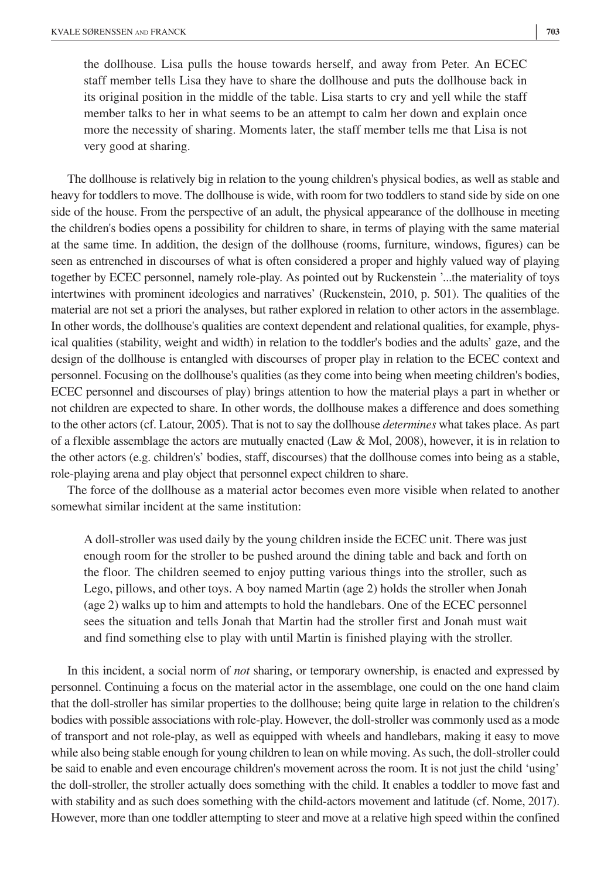> the dollhouse. Lisa pulls the house towards herself, and away from Peter. An ECEC staff member tells Lisa they have to share the dollhouse and puts the dollhouse back in its original position in the middle of the table. Lisa starts to cry and yell while the staff member talks to her in what seems to be an attempt to calm her down and explain once more the necessity of sharing. Moments later, the staff member tells me that Lisa is not very good at sharing.

The dollhouse is relatively big in relation to the young children's physical bodies, as well as stable and heavy for toddlers to move. The dollhouse is wide, with room for two toddlers to stand side by side on one side of the house. From the perspective of an adult, the physical appearance of the dollhouse in meeting the children's bodies opens a possibility for children to share, in terms of playing with the same material at the same time. In addition, the design of the dollhouse (rooms, furniture, windows, figures) can be seen as entrenched in discourses of what is often considered a proper and highly valued way of playing together by ECEC personnel, namely role-play. As pointed out by Ruckenstein '...the materiality of toys intertwines with prominent ideologies and narratives' (Ruckenstein, 2010, p. 501). The qualities of the material are not set a priori the analyses, but rather explored in relation to other actors in the assemblage. In other words, the dollhouse's qualities are context dependent and relational qualities, for example, physical qualities (stability, weight and width) in relation to the toddler's bodies and the adults' gaze, and the design of the dollhouse is entangled with discourses of proper play in relation to the ECEC context and personnel. Focusing on the dollhouse's qualities (as they come into being when meeting children's bodies, ECEC personnel and discourses of play) brings attention to how the material plays a part in whether or not children are expected to share. In other words, the dollhouse makes a difference and does something to the other actors (cf. Latour, 2005). That is not to say the dollhouse *determines* what takes place. As part of a flexible assemblage the actors are mutually enacted (Law & Mol, 2008), however, it is in relation to the other actors (e.g. children's' bodies, staff, discourses) that the dollhouse comes into being as a stable, role-playing arena and play object that personnel expect children to share.

The force of the dollhouse as a material actor becomes even more visible when related to another somewhat similar incident at the same institution:

> A doll-stroller was used daily by the young children inside the ECEC unit. There was just enough room for the stroller to be pushed around the dining table and back and forth on the floor. The children seemed to enjoy putting various things into the stroller, such as Lego, pillows, and other toys. A boy named Martin (age 2) holds the stroller when Jonah (age 2) walks up to him and attempts to hold the handlebars. One of the ECEC personnel sees the situation and tells Jonah that Martin had the stroller first and Jonah must wait and find something else to play with until Martin is finished playing with the stroller.

In this incident, a social norm of *not* sharing, or temporary ownership, is enacted and expressed by personnel. Continuing a focus on the material actor in the assemblage, one could on the one hand claim that the doll-stroller has similar properties to the dollhouse; being quite large in relation to the children's bodies with possible associations with role-play. However, the doll-stroller was commonly used as a mode of transport and not role-play, as well as equipped with wheels and handlebars, making it easy to move while also being stable enough for young children to lean on while moving. As such, the doll-stroller could be said to enable and even encourage children's movement across the room. It is not just the child 'using' the doll-stroller, the stroller actually does something with the child. It enables a toddler to move fast and with stability and as such does something with the child-actors movement and latitude (cf. Nome, 2017). However, more than one toddler attempting to steer and move at a relative high speed within the confined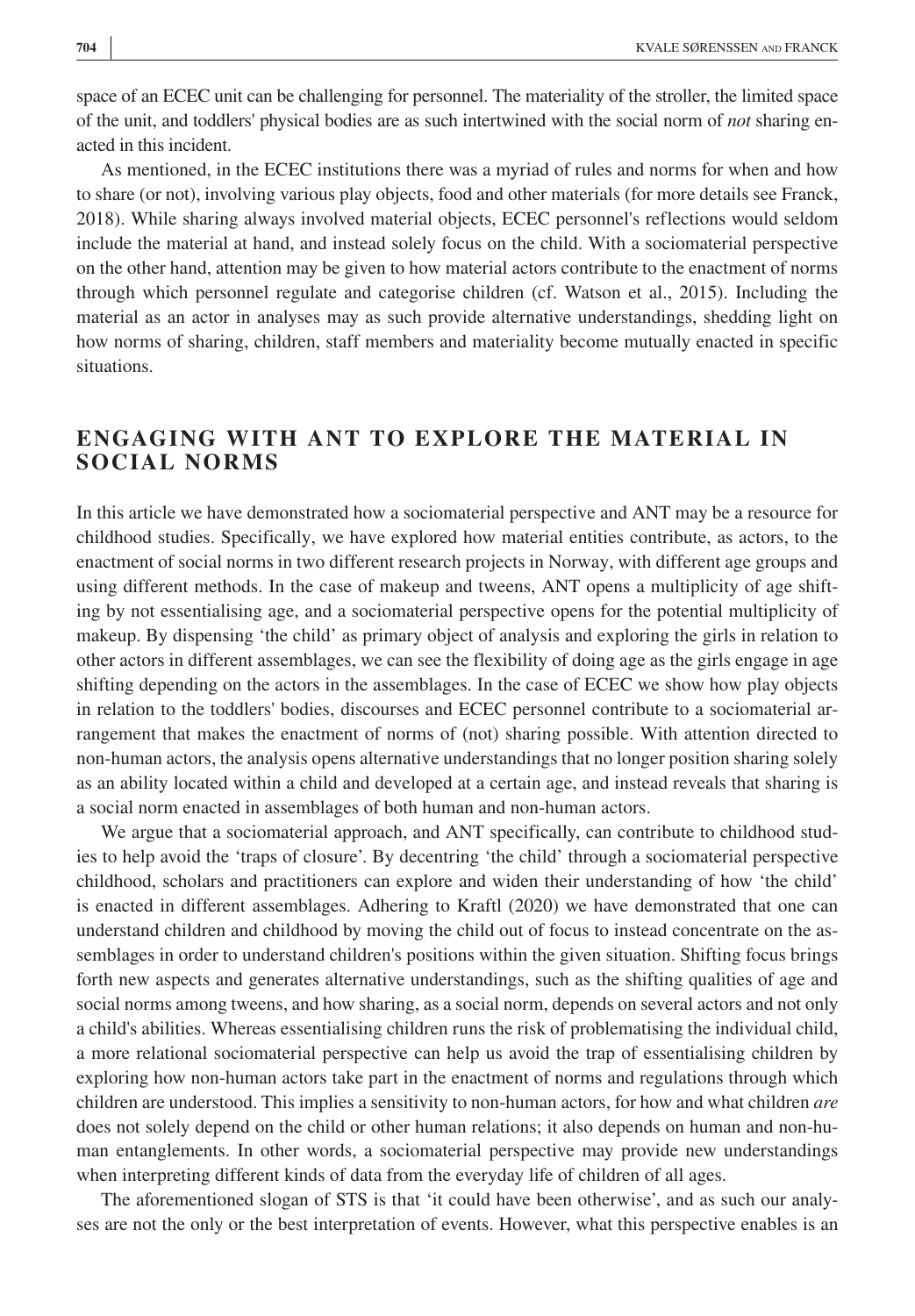space of an ECEC unit can be challenging for personnel. The materiality of the stroller, the limited space of the unit, and toddlers' physical bodies are as such intertwined with the social norm of *not* sharing enacted in this incident.

As mentioned, in the ECEC institutions there was a myriad of rules and norms for when and how to share (or not), involving various play objects, food and other materials (for more details see Franck, 2018). While sharing always involved material objects, ECEC personnel's reflections would seldom include the material at hand, and instead solely focus on the child. With a sociomaterial perspective on the other hand, attention may be given to how material actors contribute to the enactment of norms through which personnel regulate and categorise children (cf. Watson et al., 2015). Including the material as an actor in analyses may as such provide alternative understandings, shedding light on how norms of sharing, children, staff members and materiality become mutually enacted in specific situations.

## ENGAGING WITH ANT TO EXPLORE THE MATERIAL IN SOCIAL NORMS

In this article we have demonstrated how a sociomaterial perspective and ANT may be a resource for childhood studies. Specifically, we have explored how material entities contribute, as actors, to the enactment of social norms in two different research projects in Norway, with different age groups and using different methods. In the case of makeup and tweens, ANT opens a multiplicity of age shifting by not essentialising age, and a sociomaterial perspective opens for the potential multiplicity of makeup. By dispensing 'the child' as primary object of analysis and exploring the girls in relation to other actors in different assemblages, we can see the flexibility of doing age as the girls engage in age shifting depending on the actors in the assemblages. In the case of ECEC we show how play objects in relation to the toddlers' bodies, discourses and ECEC personnel contribute to a sociomaterial arrangement that makes the enactment of norms of (not) sharing possible. With attention directed to non-human actors, the analysis opens alternative understandings that no longer position sharing solely as an ability located within a child and developed at a certain age, and instead reveals that sharing is a social norm enacted in assemblages of both human and non-human actors.

We argue that a sociomaterial approach, and ANT specifically, can contribute to childhood studies to help avoid the 'traps of closure'. By decentring 'the child' through a sociomaterial perspective childhood, scholars and practitioners can explore and widen their understanding of how 'the child' is enacted in different assemblages. Adhering to Kraftl (2020) we have demonstrated that one can understand children and childhood by moving the child out of focus to instead concentrate on the assemblages in order to understand children's positions within the given situation. Shifting focus brings forth new aspects and generates alternative understandings, such as the shifting qualities of age and social norms among tweens, and how sharing, as a social norm, depends on several actors and not only a child's abilities. Whereas essentialising children runs the risk of problematising the individual child, a more relational sociomaterial perspective can help us avoid the trap of essentialising children by exploring how non-human actors take part in the enactment of norms and regulations through which children are understood. This implies a sensitivity to non-human actors, for how and what children *are* does not solely depend on the child or other human relations; it also depends on human and non-human entanglements. In other words, a sociomaterial perspective may provide new understandings when interpreting different kinds of data from the everyday life of children of all ages.

The aforementioned slogan of STS is that 'it could have been otherwise', and as such our analyses are not the only or the best interpretation of events. However, what this perspective enables is an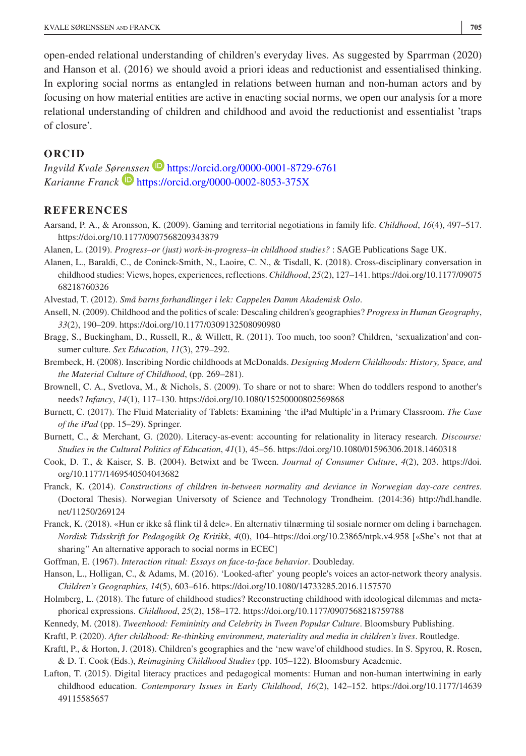open-ended relational understanding of children's everyday lives. As suggested by Sparrman (2020) and Hanson et al. (2016) we should avoid a priori ideas and reductionist and essentialised thinking. In exploring social norms as entangled in relations between human and non-human actors and by focusing on how material entities are active in enacting social norms, we open our analysis for a more relational understanding of children and childhood and avoid the reductionist and essentialist 'traps of closure'.

## ORCID

*Ingvild Kvale Sørenssen* https://orcid.org/0000-0001-8729-6761
*Karianne Franck* https://orcid.org/0000-0002-8053-375X

## REFERENCES

Aarsand, P. A., & Aronsson, K. (2009). Gaming and territorial negotiations in family life. *Childhood*, *16*(4), 497–517. https://doi.org/10.1177/0907568209343879

Alanen, L. (2019). *Progress–or (just) work-in-progress–in childhood studies?* : SAGE Publications Sage UK.

Alanen, L., Baraldi, C., de Coninck-Smith, N., Laoire, C. N., & Tisdall, K. (2018). Cross-disciplinary conversation in childhood studies: Views, hopes, experiences, reflections. *Childhood*, *25*(2), 127–141. https://doi.org/10.1177/0907568218760326

Alvestad, T. (2012). *Små barns forhandlinger i lek: Cappelen Damm Akademisk Oslo*.

Ansell, N. (2009). Childhood and the politics of scale: Descaling children's geographies? *Progress in Human Geography*, *33*(2), 190–209. https://doi.org/10.1177/0309132508090980

Bragg, S., Buckingham, D., Russell, R., & Willett, R. (2011). Too much, too soon? Children, 'sexualization'and consumer culture. *Sex Education*, *11*(3), 279–292.

Brembeck, H. (2008). Inscribing Nordic childhoods at McDonalds. *Designing Modern Childhoods: History, Space, and the Material Culture of Childhood*, (pp. 269–281).

Brownell, C. A., Svetlova, M., & Nichols, S. (2009). To share or not to share: When do toddlers respond to another's needs? *Infancy*, *14*(1), 117–130. https://doi.org/10.1080/15250000802569868

Burnett, C. (2017). The Fluid Materiality of Tablets: Examining 'the iPad Multiple'in a Primary Classroom. *The Case of the iPad* (pp. 15–29). Springer.

Burnett, C., & Merchant, G. (2020). Literacy-as-event: accounting for relationality in literacy research. *Discourse: Studies in the Cultural Politics of Education*, *41*(1), 45–56. https://doi.org/10.1080/01596306.2018.1460318

Cook, D. T., & Kaiser, S. B. (2004). Betwixt and be Tween. *Journal of Consumer Culture*, *4*(2), 203. https://doi.org/10.1177/1469540504043682

Franck, K. (2014). *Constructions of children in-between normality and deviance in Norwegian day-care centres*. (Doctoral Thesis). Norwegian Universoty of Science and Technology Trondheim. (2014:36) http://hdl.handle.net/11250/269124

Franck, K. (2018). «Hun er ikke så flink til å dele». En alternativ tilnærming til sosiale normer om deling i barnehagen. *Nordisk Tidsskrift for Pedagogikk Og Kritikk*, *4*(0), 104–https://doi.org/10.23865/ntpk.v4.958 [«She's not that at sharing" An alternative apporach to social norms in ECEC]

Goffman, E. (1967). *Interaction ritual: Essays on face-to-face behavior*. Doubleday.

Hanson, L., Holligan, C., & Adams, M. (2016). 'Looked-after' young people's voices an actor-network theory analysis. *Children's Geographies*, *14*(5), 603–616. https://doi.org/10.1080/14733285.2016.1157570

Holmberg, L. (2018). The future of childhood studies? Reconstructing childhood with ideological dilemmas and metaphorical expressions. *Childhood*, *25*(2), 158–172. https://doi.org/10.1177/0907568218759788

Kennedy, M. (2018). *Tweenhood: Femininity and Celebrity in Tween Popular Culture*. Bloomsbury Publishing.

Kraftl, P. (2020). *After childhood: Re-thinking environment, materiality and media in children's lives*. Routledge.

Kraftl, P., & Horton, J. (2018). Children's geographies and the 'new wave'of childhood studies. In S. Spyrou, R. Rosen, & D. T. Cook (Eds.), *Reimagining Childhood Studies* (pp. 105–122). Bloomsbury Academic.

Lafton, T. (2015). Digital literacy practices and pedagogical moments: Human and non-human intertwining in early childhood education. *Contemporary Issues in Early Childhood*, *16*(2), 142–152. https://doi.org/10.1177/1463949115585657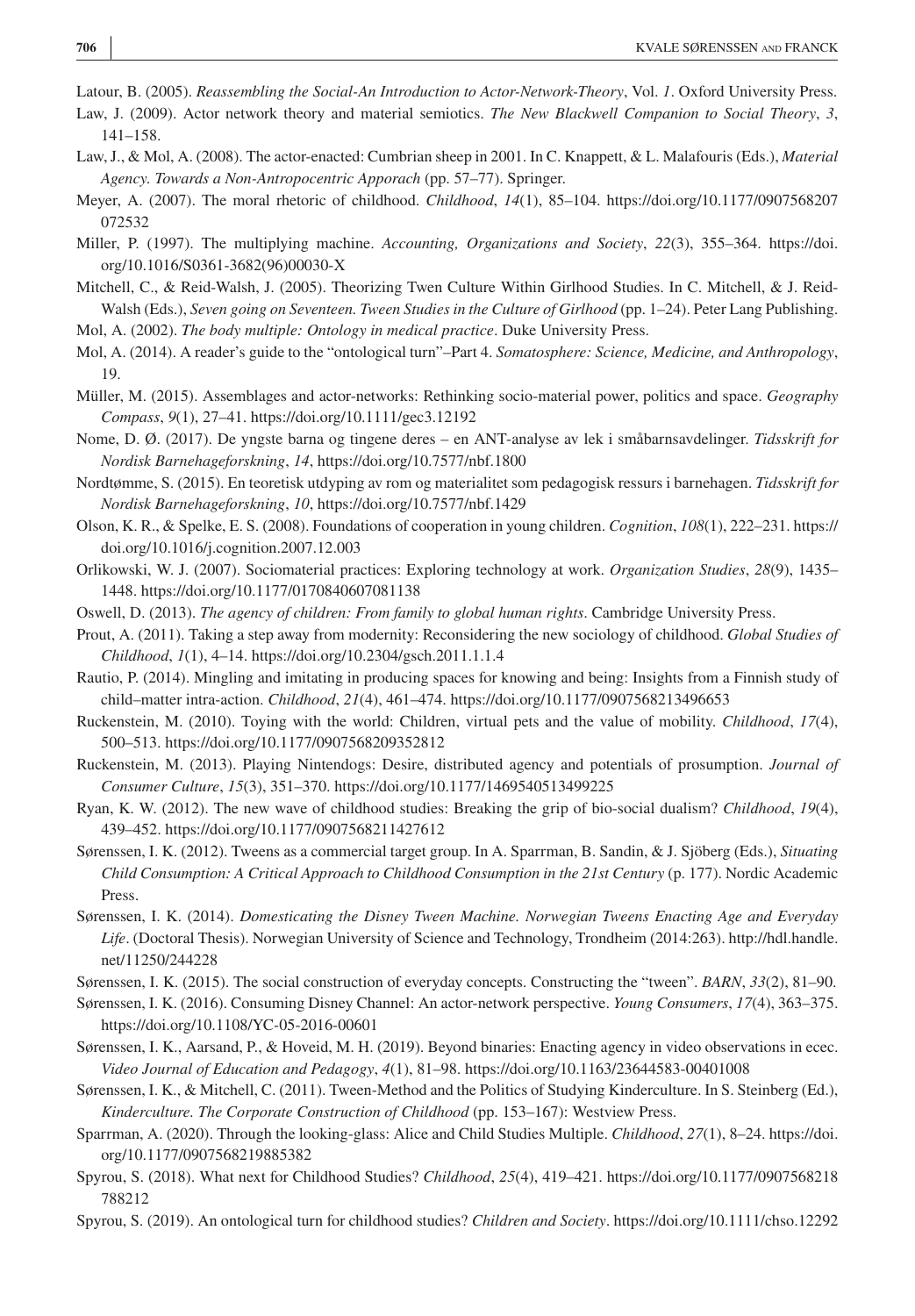Latour, B. (2005). *Reassembling the Social-An Introduction to Actor-Network-Theory*, Vol. *1*. Oxford University Press.

Law, J. (2009). Actor network theory and material semiotics. *The New Blackwell Companion to Social Theory*, *3*, 141–158.

Law, J., & Mol, A. (2008). The actor-enacted: Cumbrian sheep in 2001. In C. Knappett, & L. Malafouris (Eds.), *Material Agency. Towards a Non-Antropocentric Apporach* (pp. 57–77). Springer.

Meyer, A. (2007). The moral rhetoric of childhood. *Childhood*, *14*(1), 85–104. https://doi.org/10.1177/0907568207072532

Miller, P. (1997). The multiplying machine. *Accounting, Organizations and Society*, *22*(3), 355–364. https://doi.org/10.1016/S0361-3682(96)00030-X

Mitchell, C., & Reid-Walsh, J. (2005). Theorizing Twen Culture Within Girlhood Studies. In C. Mitchell, & J. Reid-Walsh (Eds.), *Seven going on Seventeen. Tween Studies in the Culture of Girlhood* (pp. 1–24). Peter Lang Publishing.

Mol, A. (2002). *The body multiple: Ontology in medical practice*. Duke University Press.

Mol, A. (2014). A reader's guide to the "ontological turn"–Part 4. *Somatosphere: Science, Medicine, and Anthropology*, 19.

Müller, M. (2015). Assemblages and actor-networks: Rethinking socio-material power, politics and space. *Geography Compass*, *9*(1), 27–41. https://doi.org/10.1111/gec3.12192

Nome, D. Ø. (2017). De yngste barna og tingene deres – en ANT-analyse av lek i småbarnsavdelinger. *Tidsskrift for Nordisk Barnehageforskning*, *14*, https://doi.org/10.7577/nbf.1800

Nordtømme, S. (2015). En teoretisk utdyping av rom og materialitet som pedagogisk ressurs i barnehagen. *Tidsskrift for Nordisk Barnehageforskning*, *10*, https://doi.org/10.7577/nbf.1429

Olson, K. R., & Spelke, E. S. (2008). Foundations of cooperation in young children. *Cognition*, *108*(1), 222–231. https://doi.org/10.1016/j.cognition.2007.12.003

Orlikowski, W. J. (2007). Sociomaterial practices: Exploring technology at work. *Organization Studies*, *28*(9), 1435–1448. https://doi.org/10.1177/0170840607081138

Oswell, D. (2013). *The agency of children: From family to global human rights*. Cambridge University Press.

Prout, A. (2011). Taking a step away from modernity: Reconsidering the new sociology of childhood. *Global Studies of Childhood*, *1*(1), 4–14. https://doi.org/10.2304/gsch.2011.1.1.4

Rautio, P. (2014). Mingling and imitating in producing spaces for knowing and being: Insights from a Finnish study of child–matter intra-action. *Childhood*, *21*(4), 461–474. https://doi.org/10.1177/0907568213496653

Ruckenstein, M. (2010). Toying with the world: Children, virtual pets and the value of mobility. *Childhood*, *17*(4), 500–513. https://doi.org/10.1177/0907568209352812

Ruckenstein, M. (2013). Playing Nintendogs: Desire, distributed agency and potentials of prosumption. *Journal of Consumer Culture*, *15*(3), 351–370. https://doi.org/10.1177/1469540513499225

Ryan, K. W. (2012). The new wave of childhood studies: Breaking the grip of bio-social dualism? *Childhood*, *19*(4), 439–452. https://doi.org/10.1177/0907568211427612

Sørenssen, I. K. (2012). Tweens as a commercial target group. In A. Sparrman, B. Sandin, & J. Sjöberg (Eds.), *Situating Child Consumption: A Critical Approach to Childhood Consumption in the 21st Century* (p. 177). Nordic Academic Press.

Sørenssen, I. K. (2014). *Domesticating the Disney Tween Machine. Norwegian Tweens Enacting Age and Everyday Life*. (Doctoral Thesis). Norwegian University of Science and Technology, Trondheim (2014:263). http://hdl.handle.net/11250/244228

Sørenssen, I. K. (2015). The social construction of everyday concepts. Constructing the "tween". *BARN*, *33*(2), 81–90.

Sørenssen, I. K. (2016). Consuming Disney Channel: An actor-network perspective. *Young Consumers*, *17*(4), 363–375. https://doi.org/10.1108/YC-05-2016-00601

Sørenssen, I. K., Aarsand, P., & Hoveid, M. H. (2019). Beyond binaries: Enacting agency in video observations in ecec. *Video Journal of Education and Pedagogy*, *4*(1), 81–98. https://doi.org/10.1163/23644583-00401008

Sørenssen, I. K., & Mitchell, C. (2011). Tween-Method and the Politics of Studying Kinderculture. In S. Steinberg (Ed.), *Kinderculture. The Corporate Construction of Childhood* (pp. 153–167): Westview Press.

Sparrman, A. (2020). Through the looking-glass: Alice and Child Studies Multiple. *Childhood*, *27*(1), 8–24. https://doi.org/10.1177/0907568219885382

Spyrou, S. (2018). What next for Childhood Studies? *Childhood*, *25*(4), 419–421. https://doi.org/10.1177/0907568218788212

Spyrou, S. (2019). An ontological turn for childhood studies? *Children and Society*. https://doi.org/10.1111/chso.12292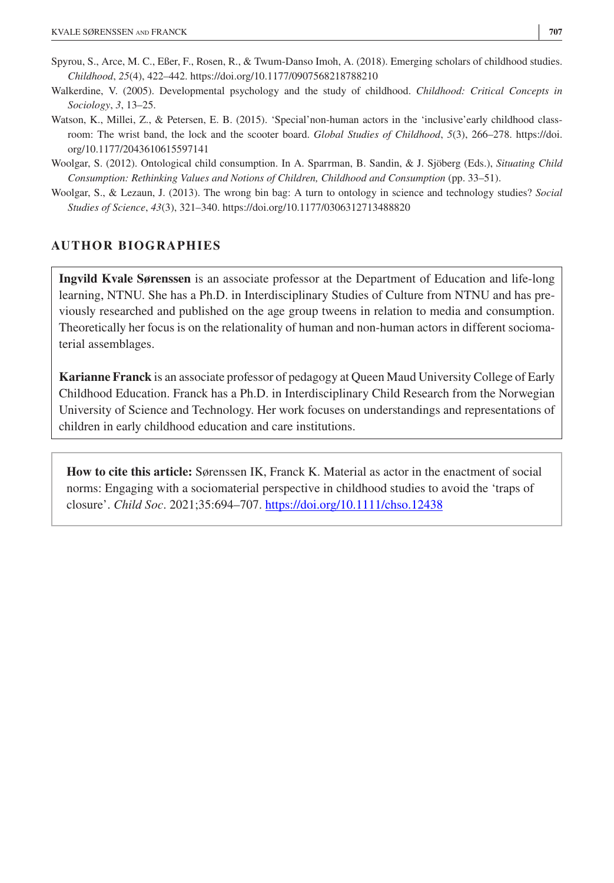Spyrou, S., Arce, M. C., Eßer, F., Rosen, R., & Twum-Danso Imoh, A. (2018). Emerging scholars of childhood studies. *Childhood*, *25*(4), 422–442. https://doi.org/10.1177/0907568218788210

Walkerdine, V. (2005). Developmental psychology and the study of childhood. *Childhood: Critical Concepts in Sociology*, *3*, 13–25.

Watson, K., Millei, Z., & Petersen, E. B. (2015). 'Special'non-human actors in the 'inclusive'early childhood classroom: The wrist band, the lock and the scooter board. *Global Studies of Childhood*, *5*(3), 266–278. https://doi.org/10.1177/2043610615597141

Woolgar, S. (2012). Ontological child consumption. In A. Sparrman, B. Sandin, & J. Sjöberg (Eds.), *Situating Child Consumption: Rethinking Values and Notions of Children, Childhood and Consumption* (pp. 33–51).

Woolgar, S., & Lezaun, J. (2013). The wrong bin bag: A turn to ontology in science and technology studies? *Social Studies of Science*, *43*(3), 321–340. https://doi.org/10.1177/0306312713488820

## AUTHOR BIOGRAPHIES

**Ingvild Kvale Sørenssen** is an associate professor at the Department of Education and life-long learning, NTNU. She has a Ph.D. in Interdisciplinary Studies of Culture from NTNU and has previously researched and published on the age group tweens in relation to media and consumption. Theoretically her focus is on the relationality of human and non-human actors in different sociomaterial assemblages.

**Karianne Franck** is an associate professor of pedagogy at Queen Maud University College of Early Childhood Education. Franck has a Ph.D. in Interdisciplinary Child Research from the Norwegian University of Science and Technology. Her work focuses on understandings and representations of children in early childhood education and care institutions.

**How to cite this article:** Sørenssen IK, Franck K. Material as actor in the enactment of social norms: Engaging with a sociomaterial perspective in childhood studies to avoid the 'traps of closure'. *Child Soc*. 2021;35:694–707. https://doi.org/10.1111/chso.12438